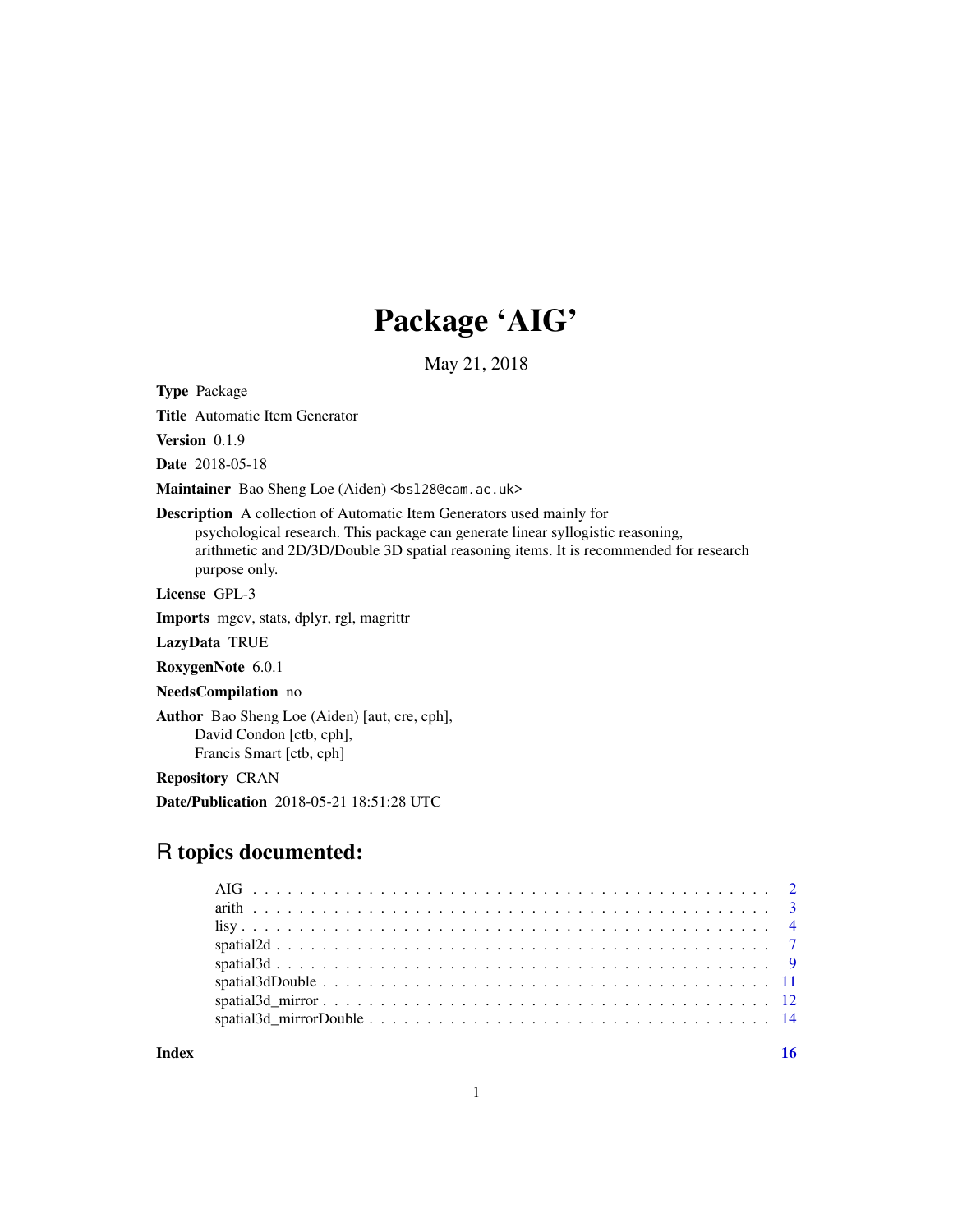# Package 'AIG'

May 21, 2018

**Type** Package

**Title** Automatic Item Generator

**Version** 0.1.9

**Date** 2018-05-18

**Maintainer** Bao Sheng Loe (Aiden) <bsl28@cam.ac.uk>

**Description** A collection of Automatic Item Generators used mainly for psychological research. This package can generate linear syllogistic reasoning, arithmetic and 2D/3D/Double 3D spatial reasoning items. It is recommended for research purpose only.

**License** GPL-3

**Imports** mgcv, stats, dplyr, rgl, magrittr

**LazyData** TRUE

**RoxygenNote** 6.0.1

**NeedsCompilation** no

**Author** Bao Sheng Loe (Aiden) [aut, cre, cph],
David Condon [ctb, cph],
Francis Smart [ctb, cph]

**Repository** CRAN

**Date/Publication** 2018-05-21 18:51:28 UTC

## R topics documented:

| | |
|---|---|
| AIG | 2 |
| arith | 3 |
| lisy | 4 |
| spatial2d | 7 |
| spatial3d | 9 |
| spatial3dDouble | 11 |
| spatial3d_mirror | 12 |
| spatial3d_mirrorDouble | 14 |
| **Index** | **16** |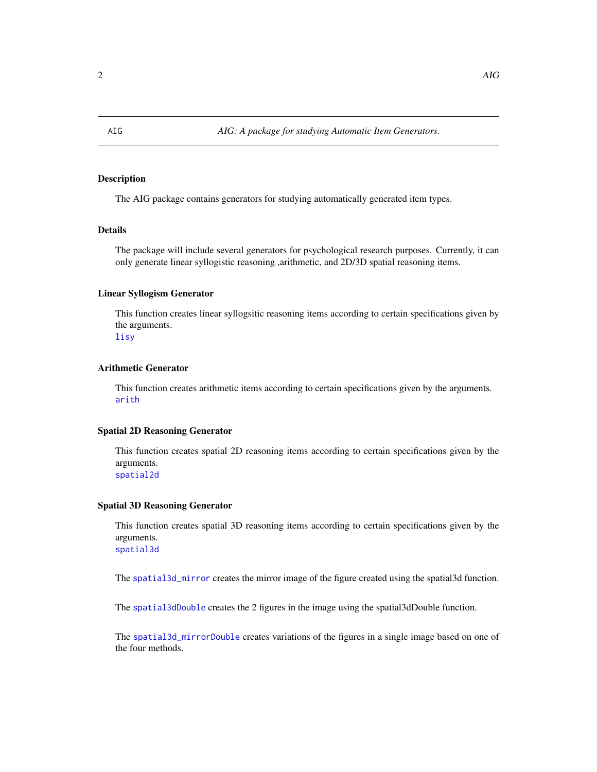AIG — *AIG: A package for studying Automatic Item Generators.*

## Description

The AIG package contains generators for studying automatically generated item types.

## Details

The package will include several generators for psychological research purposes. Currently, it can only generate linear syllogistic reasoning ,arithmetic, and 2D/3D spatial reasoning items.

## Linear Syllogism Generator

This function creates linear syllogsitic reasoning items according to certain specifications given by the arguments.
lisy

## Arithmetic Generator

This function creates arithmetic items according to certain specifications given by the arguments.
arith

## Spatial 2D Reasoning Generator

This function creates spatial 2D reasoning items according to certain specifications given by the arguments.
spatial2d

## Spatial 3D Reasoning Generator

This function creates spatial 3D reasoning items according to certain specifications given by the arguments.
spatial3d

The spatial3d_mirror creates the mirror image of the figure created using the spatial3d function.

The spatial3dDouble creates the 2 figures in the image using the spatial3dDouble function.

The spatial3d_mirrorDouble creates variations of the figures in a single image based on one of the four methods.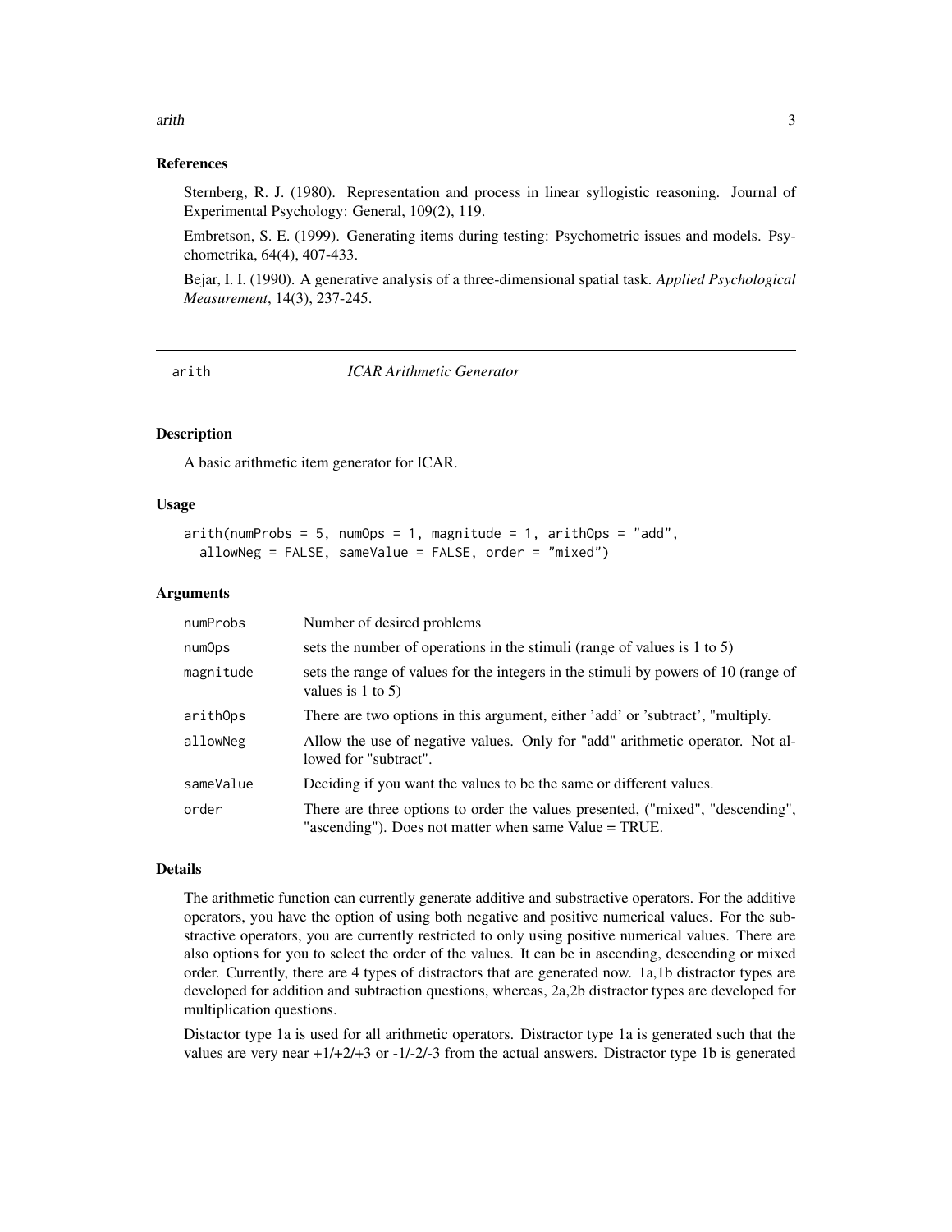### References

Sternberg, R. J. (1980). Representation and process in linear syllogistic reasoning. Journal of Experimental Psychology: General, 109(2), 119.

Embretson, S. E. (1999). Generating items during testing: Psychometric issues and models. Psychometrika, 64(4), 407-433.

Bejar, I. I. (1990). A generative analysis of a three-dimensional spatial task. *Applied Psychological Measurement*, 14(3), 237-245.

---

## arith — *ICAR Arithmetic Generator*

### Description

A basic arithmetic item generator for ICAR.

### Usage

```
arith(numProbs = 5, numOps = 1, magnitude = 1, arithOps = "add",
  allowNeg = FALSE, sameValue = FALSE, order = "mixed")
```

### Arguments

| | |
|---|---|
| numProbs | Number of desired problems |
| numOps | sets the number of operations in the stimuli (range of values is 1 to 5) |
| magnitude | sets the range of values for the integers in the stimuli by powers of 10 (range of values is 1 to 5) |
| arithOps | There are two options in this argument, either 'add' or 'subtract', "multiply. |
| allowNeg | Allow the use of negative values. Only for "add" arithmetic operator. Not allowed for "subtract". |
| sameValue | Deciding if you want the values to be the same or different values. |
| order | There are three options to order the values presented, ("mixed", "descending", "ascending"). Does not matter when same Value = TRUE. |

### Details

The arithmetic function can currently generate additive and substractive operators. For the additive operators, you have the option of using both negative and positive numerical values. For the substractive operators, you are currently restricted to only using positive numerical values. There are also options for you to select the order of the values. It can be in ascending, descending or mixed order. Currently, there are 4 types of distractors that are generated now. 1a,1b distractor types are developed for addition and subtraction questions, whereas, 2a,2b distractor types are developed for multiplication questions.

Distactor type 1a is used for all arithmetic operators. Distractor type 1a is generated such that the values are very near +1/+2/+3 or -1/-2/-3 from the actual answers. Distractor type 1b is generated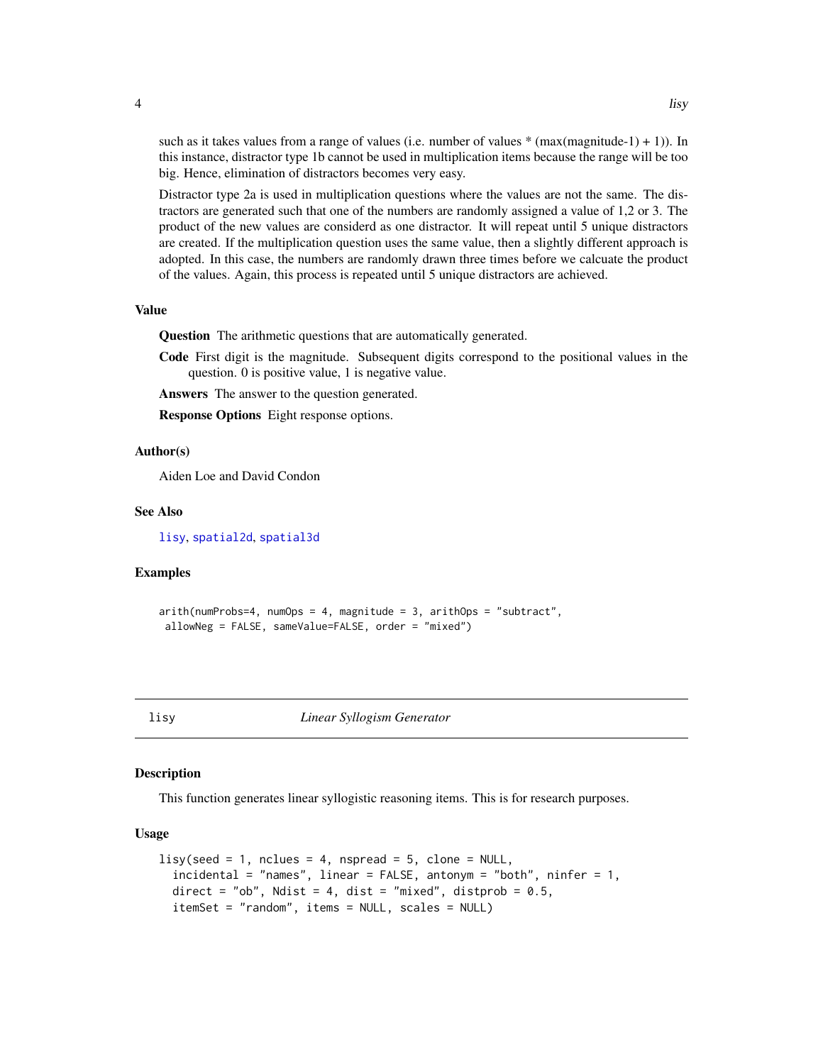such as it takes values from a range of values (i.e. number of values * (max(magnitude-1) + 1)). In this instance, distractor type 1b cannot be used in multiplication items because the range will be too big. Hence, elimination of distractors becomes very easy.

Distractor type 2a is used in multiplication questions where the values are not the same. The distractors are generated such that one of the numbers are randomly assigned a value of 1,2 or 3. The product of the new values are considerd as one distractor. It will repeat until 5 unique distractors are created. If the multiplication question uses the same value, then a slightly different approach is adopted. In this case, the numbers are randomly drawn three times before we calcuate the product of the values. Again, this process is repeated until 5 unique distractors are achieved.

### Value

**Question** The arithmetic questions that are automatically generated.

**Code** First digit is the magnitude. Subsequent digits correspond to the positional values in the question. 0 is positive value, 1 is negative value.

**Answers** The answer to the question generated.

**Response Options** Eight response options.

### Author(s)

Aiden Loe and David Condon

### See Also

lisy, spatial2d, spatial3d

### Examples

```
arith(numProbs=4, numOps = 4, magnitude = 3, arithOps = "subtract",
 allowNeg = FALSE, sameValue=FALSE, order = "mixed")
```

---

## lisy — *Linear Syllogism Generator*

---

### Description

This function generates linear syllogistic reasoning items. This is for research purposes.

### Usage

```
lisy(seed = 1, nclues = 4, nspread = 5, clone = NULL,
  incidental = "names", linear = FALSE, antonym = "both", ninfer = 1,
  direct = "ob", Ndist = 4, dist = "mixed", distprob = 0.5,
  itemSet = "random", items = NULL, scales = NULL)
```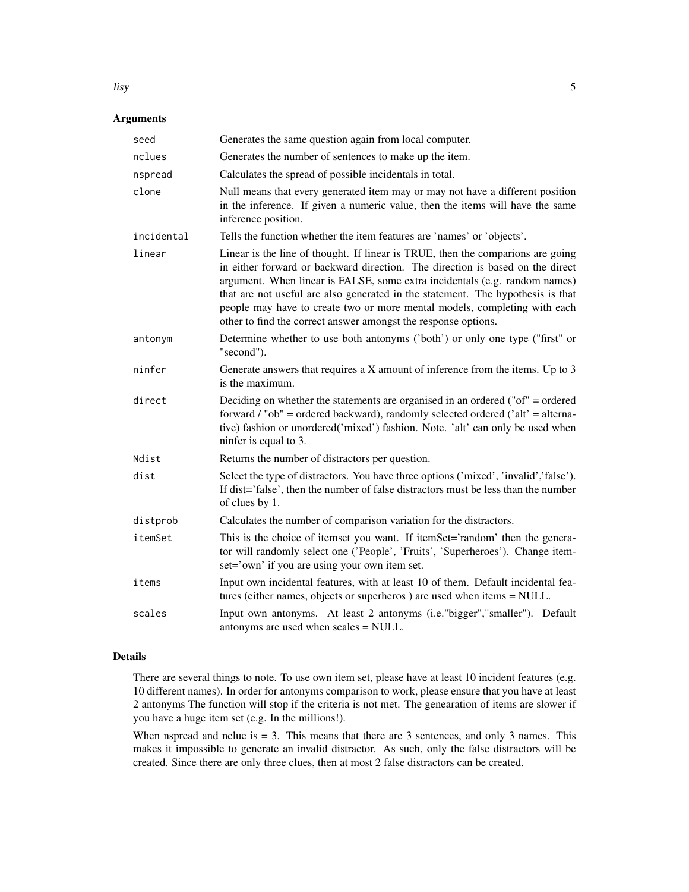## Arguments

| | |
|---|---|
| `seed` | Generates the same question again from local computer. |
| `nclues` | Generates the number of sentences to make up the item. |
| `nspread` | Calculates the spread of possible incidentals in total. |
| `clone` | Null means that every generated item may or may not have a different position in the inference. If given a numeric value, then the items will have the same inference position. |
| `incidental` | Tells the function whether the item features are 'names' or 'objects'. |
| `linear` | Linear is the line of thought. If linear is TRUE, then the comparions are going in either forward or backward direction. The direction is based on the direct argument. When linear is FALSE, some extra incidentals (e.g. random names) that are not useful are also generated in the statement. The hypothesis is that people may have to create two or more mental models, completing with each other to find the correct answer amongst the response options. |
| `antonym` | Determine whether to use both antonyms ('both') or only one type ("first" or "second"). |
| `ninfer` | Generate answers that requires a X amount of inference from the items. Up to 3 is the maximum. |
| `direct` | Deciding on whether the statements are organised in an ordered ("of" = ordered forward / "ob" = ordered backward), randomly selected ordered ('alt' = alternative) fashion or unordered('mixed') fashion. Note. 'alt' can only be used when ninfer is equal to 3. |
| `Ndist` | Returns the number of distractors per question. |
| `dist` | Select the type of distractors. You have three options ('mixed', 'invalid','false'). If dist='false', then the number of false distractors must be less than the number of clues by 1. |
| `distprob` | Calculates the number of comparison variation for the distractors. |
| `itemSet` | This is the choice of itemset you want. If itemSet='random' then the generator will randomly select one ('People', 'Fruits', 'Superheroes'). Change itemset='own' if you are using your own item set. |
| `items` | Input own incidental features, with at least 10 of them. Default incidental features (either names, objects or superheros ) are used when items = NULL. |
| `scales` | Input own antonyms. At least 2 antonyms (i.e."bigger","smaller"). Default antonyms are used when scales = NULL. |

## Details

There are several things to note. To use own item set, please have at least 10 incident features (e.g. 10 different names). In order for antonyms comparison to work, please ensure that you have at least 2 antonyms The function will stop if the criteria is not met. The genearation of items are slower if you have a huge item set (e.g. In the millions!).

When nspread and nclue is = 3. This means that there are 3 sentences, and only 3 names. This makes it impossible to generate an invalid distractor. As such, only the false distractors will be created. Since there are only three clues, then at most 2 false distractors can be created.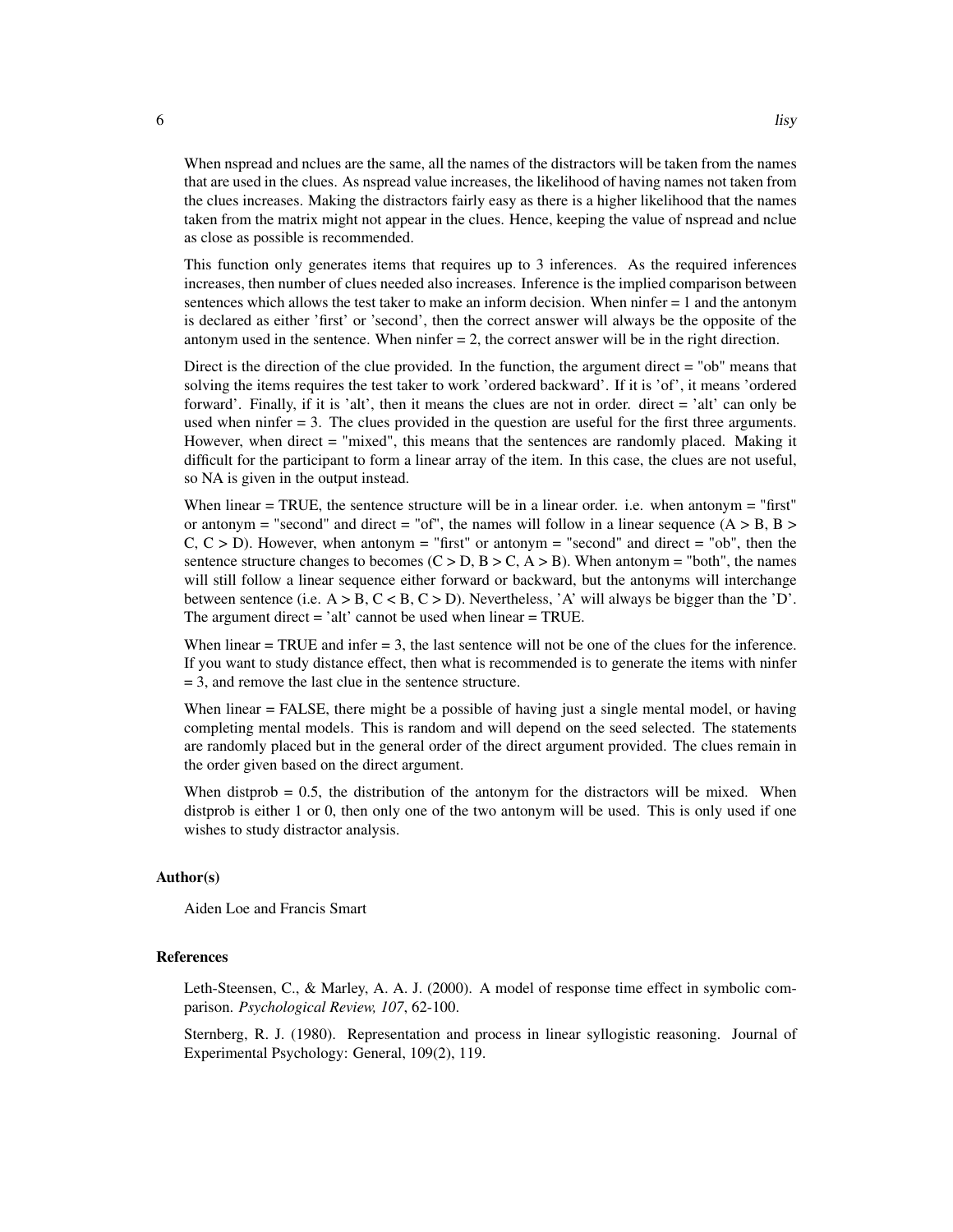When nspread and nclues are the same, all the names of the distractors will be taken from the names that are used in the clues. As nspread value increases, the likelihood of having names not taken from the clues increases. Making the distractors fairly easy as there is a higher likelihood that the names taken from the matrix might not appear in the clues. Hence, keeping the value of nspread and nclue as close as possible is recommended.

This function only generates items that requires up to 3 inferences. As the required inferences increases, then number of clues needed also increases. Inference is the implied comparison between sentences which allows the test taker to make an inform decision. When ninfer = 1 and the antonym is declared as either 'first' or 'second', then the correct answer will always be the opposite of the antonym used in the sentence. When ninfer = 2, the correct answer will be in the right direction.

Direct is the direction of the clue provided. In the function, the argument direct = "ob" means that solving the items requires the test taker to work 'ordered backward'. If it is 'of', it means 'ordered forward'. Finally, if it is 'alt', then it means the clues are not in order. direct = 'alt' can only be used when ninfer = 3. The clues provided in the question are useful for the first three arguments. However, when direct = "mixed", this means that the sentences are randomly placed. Making it difficult for the participant to form a linear array of the item. In this case, the clues are not useful, so NA is given in the output instead.

When linear = TRUE, the sentence structure will be in a linear order. i.e. when antonym = "first" or antonym = "second" and direct = "of", the names will follow in a linear sequence (A > B, B > C, C > D). However, when antonym = "first" or antonym = "second" and direct = "ob", then the sentence structure changes to becomes (C > D, B > C, A > B). When antonym = "both", the names will still follow a linear sequence either forward or backward, but the antonyms will interchange between sentence (i.e. A > B, C < B, C > D). Nevertheless, 'A' will always be bigger than the 'D'. The argument direct = 'alt' cannot be used when linear = TRUE.

When linear = TRUE and infer = 3, the last sentence will not be one of the clues for the inference. If you want to study distance effect, then what is recommended is to generate the items with ninfer = 3, and remove the last clue in the sentence structure.

When linear = FALSE, there might be a possible of having just a single mental model, or having completing mental models. This is random and will depend on the seed selected. The statements are randomly placed but in the general order of the direct argument provided. The clues remain in the order given based on the direct argument.

When distprob = 0.5, the distribution of the antonym for the distractors will be mixed. When distprob is either 1 or 0, then only one of the two antonym will be used. This is only used if one wishes to study distractor analysis.

### Author(s)

Aiden Loe and Francis Smart

### References

Leth-Steensen, C., & Marley, A. A. J. (2000). A model of response time effect in symbolic comparison. *Psychological Review, 107*, 62-100.

Sternberg, R. J. (1980). Representation and process in linear syllogistic reasoning. Journal of Experimental Psychology: General, 109(2), 119.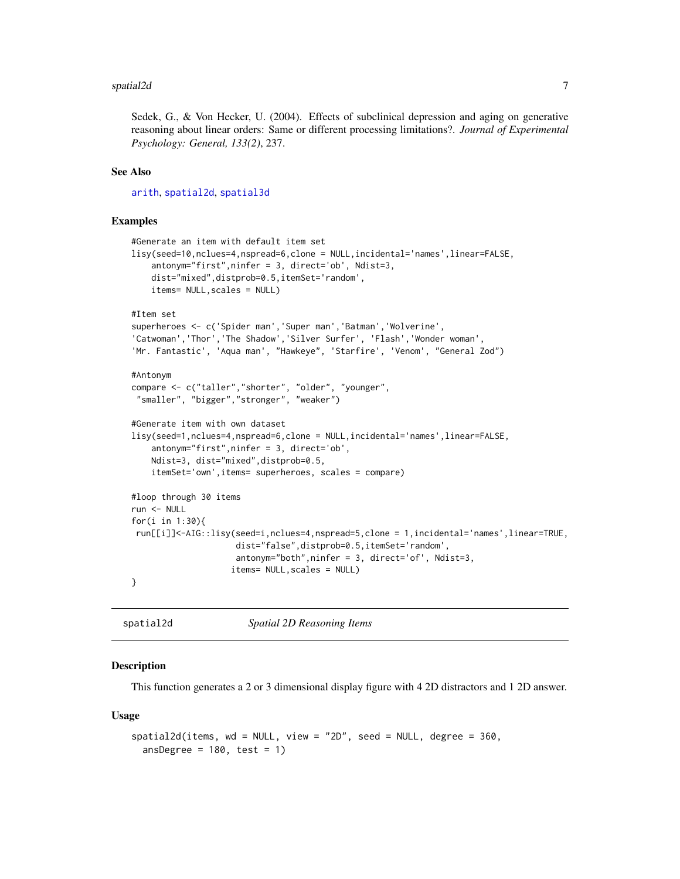Sedek, G., & Von Hecker, U. (2004). Effects of subclinical depression and aging on generative reasoning about linear orders: Same or different processing limitations?. *Journal of Experimental Psychology: General, 133(2)*, 237.

### See Also

arith, spatial2d, spatial3d

### Examples

```
#Generate an item with default item set
lisy(seed=10,nclues=4,nspread=6,clone = NULL,incidental='names',linear=FALSE,
    antonym="first",ninfer = 3, direct='ob', Ndist=3,
    dist="mixed",distprob=0.5,itemSet='random',
    items= NULL,scales = NULL)

#Item set
superheroes <- c('Spider man','Super man','Batman','Wolverine',
'Catwoman','Thor','The Shadow','Silver Surfer', 'Flash','Wonder woman',
'Mr. Fantastic', 'Aqua man', "Hawkeye", 'Starfire', 'Venom', "General Zod")

#Antonym
compare <- c("taller","shorter", "older", "younger",
 "smaller", "bigger","stronger", "weaker")

#Generate item with own dataset
lisy(seed=1,nclues=4,nspread=6,clone = NULL,incidental='names',linear=FALSE,
    antonym="first",ninfer = 3, direct='ob',
    Ndist=3, dist="mixed",distprob=0.5,
    itemSet='own',items= superheroes, scales = compare)

#loop through 30 items
run <- NULL
for(i in 1:30){
 run[[i]]<-AIG::lisy(seed=i,nclues=4,nspread=5,clone = 1,incidental='names',linear=TRUE,
                    dist="false",distprob=0.5,itemSet='random',
                    antonym="both",ninfer = 3, direct='of', Ndist=3,
                   items= NULL,scales = NULL)
}
```

---

## spatial2d *Spatial 2D Reasoning Items*

### Description

This function generates a 2 or 3 dimensional display figure with 4 2D distractors and 1 2D answer.

### Usage

```
spatial2d(items, wd = NULL, view = "2D", seed = NULL, degree = 360,
  ansDegree = 180, test = 1)
```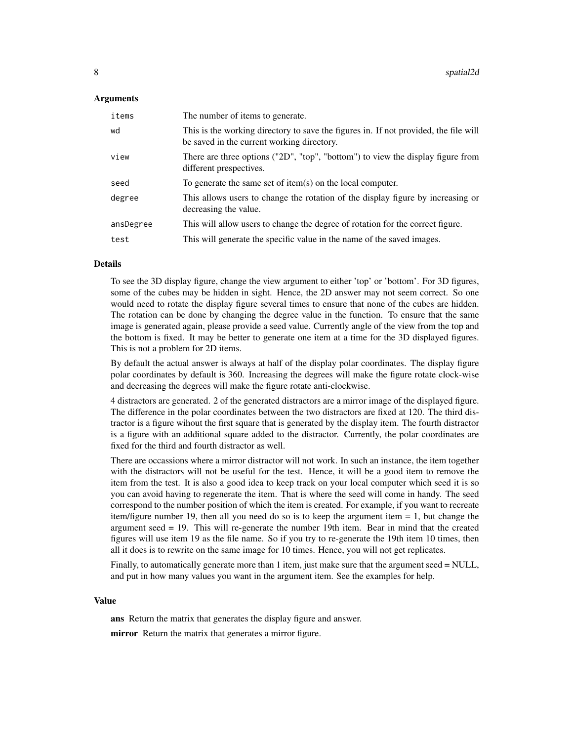## Arguments

| | |
|---|---|
| `items` | The number of items to generate. |
| `wd` | This is the working directory to save the figures in. If not provided, the file will be saved in the current working directory. |
| `view` | There are three options ("2D", "top", "bottom") to view the display figure from different prespectives. |
| `seed` | To generate the same set of item(s) on the local computer. |
| `degree` | This allows users to change the rotation of the display figure by increasing or decreasing the value. |
| `ansDegree` | This will allow users to change the degree of rotation for the correct figure. |
| `test` | This will generate the specific value in the name of the saved images. |

## Details

To see the 3D display figure, change the view argument to either 'top' or 'bottom'. For 3D figures, some of the cubes may be hidden in sight. Hence, the 2D answer may not seem correct. So one would need to rotate the display figure several times to ensure that none of the cubes are hidden. The rotation can be done by changing the degree value in the function. To ensure that the same image is generated again, please provide a seed value. Currently angle of the view from the top and the bottom is fixed. It may be better to generate one item at a time for the 3D displayed figures. This is not a problem for 2D items.

By default the actual answer is always at half of the display polar coordinates. The display figure polar coordinates by default is 360. Increasing the degrees will make the figure rotate clock-wise and decreasing the degrees will make the figure rotate anti-clockwise.

4 distractors are generated. 2 of the generated distractors are a mirror image of the displayed figure. The difference in the polar coordinates between the two distractors are fixed at 120. The third distractor is a figure wihout the first square that is generated by the display item. The fourth distractor is a figure with an additional square added to the distractor. Currently, the polar coordinates are fixed for the third and fourth distractor as well.

There are occassions where a mirror distractor will not work. In such an instance, the item together with the distractors will not be useful for the test. Hence, it will be a good item to remove the item from the test. It is also a good idea to keep track on your local computer which seed it is so you can avoid having to regenerate the item. That is where the seed will come in handy. The seed correspond to the number position of which the item is created. For example, if you want to recreate item/figure number 19, then all you need do so is to keep the argument item = 1, but change the argument seed = 19. This will re-generate the number 19th item. Bear in mind that the created figures will use item 19 as the file name. So if you try to re-generate the 19th item 10 times, then all it does is to rewrite on the same image for 10 times. Hence, you will not get replicates.

Finally, to automatically generate more than 1 item, just make sure that the argument seed = NULL, and put in how many values you want in the argument item. See the examples for help.

## Value

**ans** Return the matrix that generates the display figure and answer.

**mirror** Return the matrix that generates a mirror figure.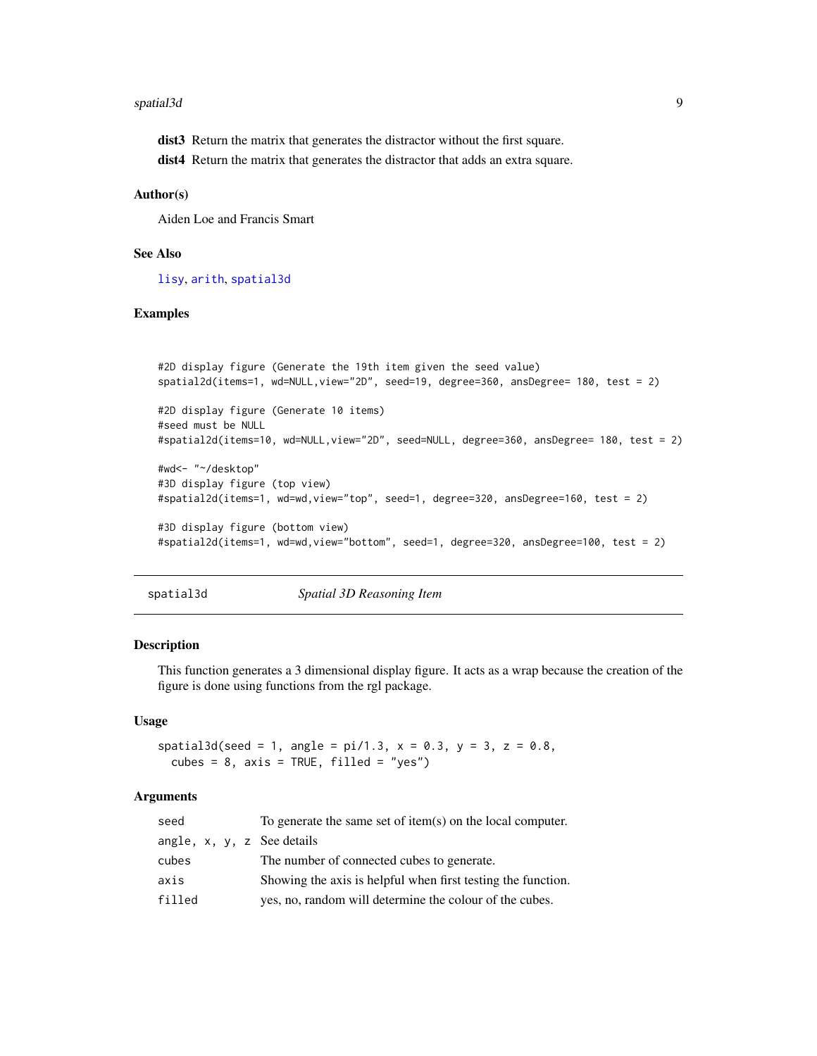**dist3** Return the matrix that generates the distractor without the first square.

**dist4** Return the matrix that generates the distractor that adds an extra square.

### Author(s)

Aiden Loe and Francis Smart

### See Also

lisy, arith, spatial3d

### Examples

```
#2D display figure (Generate the 19th item given the seed value)
spatial2d(items=1, wd=NULL,view="2D", seed=19, degree=360, ansDegree= 180, test = 2)

#2D display figure (Generate 10 items)
#seed must be NULL
#spatial2d(items=10, wd=NULL,view="2D", seed=NULL, degree=360, ansDegree= 180, test = 2)

#wd<- "~/desktop"
#3D display figure (top view)
#spatial2d(items=1, wd=wd,view="top", seed=1, degree=320, ansDegree=160, test = 2)

#3D display figure (bottom view)
#spatial2d(items=1, wd=wd,view="bottom", seed=1, degree=320, ansDegree=100, test = 2)
```

---

## spatial3d *Spatial 3D Reasoning Item*

### Description

This function generates a 3 dimensional display figure. It acts as a wrap because the creation of the figure is done using functions from the rgl package.

### Usage

```
spatial3d(seed = 1, angle = pi/1.3, x = 0.3, y = 3, z = 0.8,
  cubes = 8, axis = TRUE, filled = "yes")
```

### Arguments

| | |
|---|---|
| seed | To generate the same set of item(s) on the local computer. |
| angle, x, y, z | See details |
| cubes | The number of connected cubes to generate. |
| axis | Showing the axis is helpful when first testing the function. |
| filled | yes, no, random will determine the colour of the cubes. |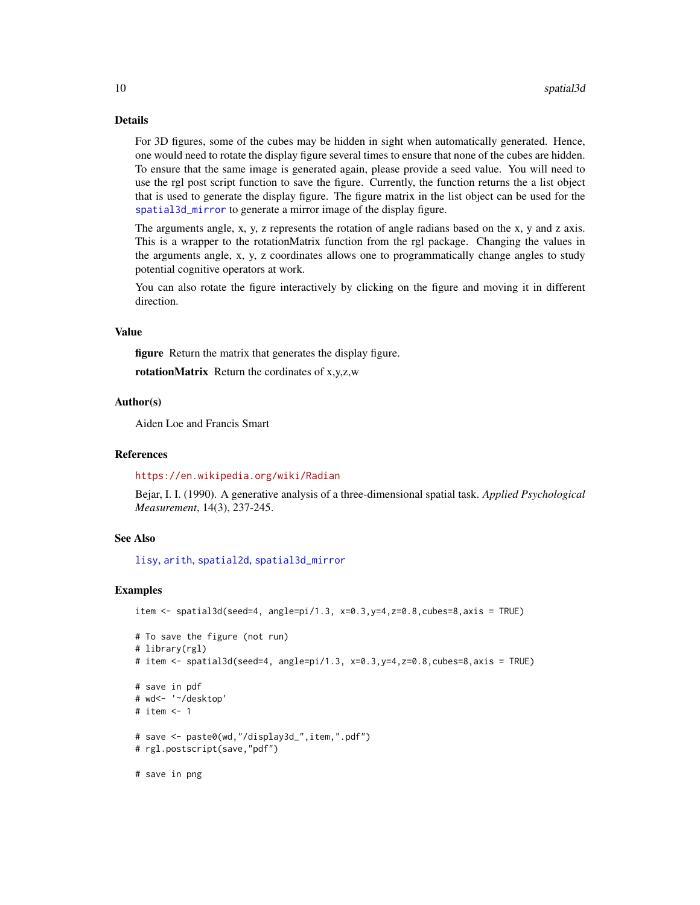## Details

For 3D figures, some of the cubes may be hidden in sight when automatically generated. Hence, one would need to rotate the display figure several times to ensure that none of the cubes are hidden. To ensure that the same image is generated again, please provide a seed value. You will need to use the rgl post script function to save the figure. Currently, the function returns the a list object that is used to generate the display figure. The figure matrix in the list object can be used for the spatial3d_mirror to generate a mirror image of the display figure.

The arguments angle, x, y, z represents the rotation of angle radians based on the x, y and z axis. This is a wrapper to the rotationMatrix function from the rgl package. Changing the values in the arguments angle, x, y, z coordinates allows one to programmatically change angles to study potential cognitive operators at work.

You can also rotate the figure interactively by clicking on the figure and moving it in different direction.

## Value

**figure** Return the matrix that generates the display figure.

**rotationMatrix** Return the cordinates of x,y,z,w

## Author(s)

Aiden Loe and Francis Smart

## References

https://en.wikipedia.org/wiki/Radian

Bejar, I. I. (1990). A generative analysis of a three-dimensional spatial task. *Applied Psychological Measurement*, 14(3), 237-245.

## See Also

lisy, arith, spatial2d, spatial3d_mirror

## Examples

```
item <- spatial3d(seed=4, angle=pi/1.3, x=0.3,y=4,z=0.8,cubes=8,axis = TRUE)

# To save the figure (not run)
# library(rgl)
# item <- spatial3d(seed=4, angle=pi/1.3, x=0.3,y=4,z=0.8,cubes=8,axis = TRUE)

# save in pdf
# wd<- '~/desktop'
# item <- 1

# save <- paste0(wd,"/display3d_",item,".pdf")
# rgl.postscript(save,"pdf")

# save in png
```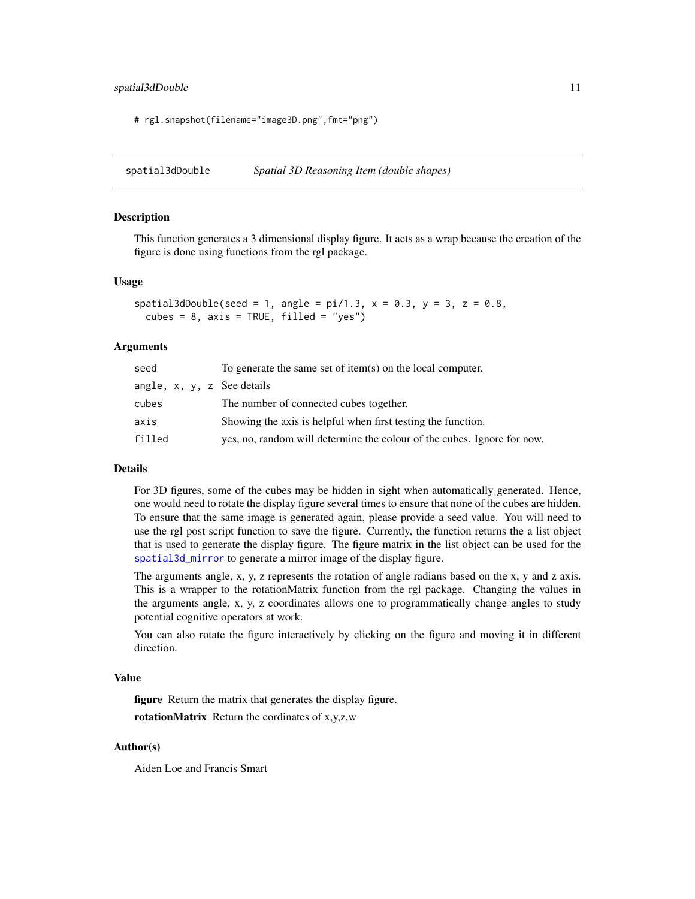```
# rgl.snapshot(filename="image3D.png",fmt="png")
```

---

## spatial3dDouble — *Spatial 3D Reasoning Item (double shapes)*

### Description

This function generates a 3 dimensional display figure. It acts as a wrap because the creation of the figure is done using functions from the rgl package.

### Usage

```
spatial3dDouble(seed = 1, angle = pi/1.3, x = 0.3, y = 3, z = 0.8,
  cubes = 8, axis = TRUE, filled = "yes")
```

### Arguments

| | |
|---|---|
| `seed` | To generate the same set of item(s) on the local computer. |
| `angle, x, y, z` | See details |
| `cubes` | The number of connected cubes together. |
| `axis` | Showing the axis is helpful when first testing the function. |
| `filled` | yes, no, random will determine the colour of the cubes. Ignore for now. |

### Details

For 3D figures, some of the cubes may be hidden in sight when automatically generated. Hence, one would need to rotate the display figure several times to ensure that none of the cubes are hidden. To ensure that the same image is generated again, please provide a seed value. You will need to use the rgl post script function to save the figure. Currently, the function returns the a list object that is used to generate the display figure. The figure matrix in the list object can be used for the `spatial3d_mirror` to generate a mirror image of the display figure.

The arguments angle, x, y, z represents the rotation of angle radians based on the x, y and z axis. This is a wrapper to the rotationMatrix function from the rgl package. Changing the values in the arguments angle, x, y, z coordinates allows one to programmatically change angles to study potential cognitive operators at work.

You can also rotate the figure interactively by clicking on the figure and moving it in different direction.

### Value

**figure** Return the matrix that generates the display figure.

**rotationMatrix** Return the cordinates of x,y,z,w

### Author(s)

Aiden Loe and Francis Smart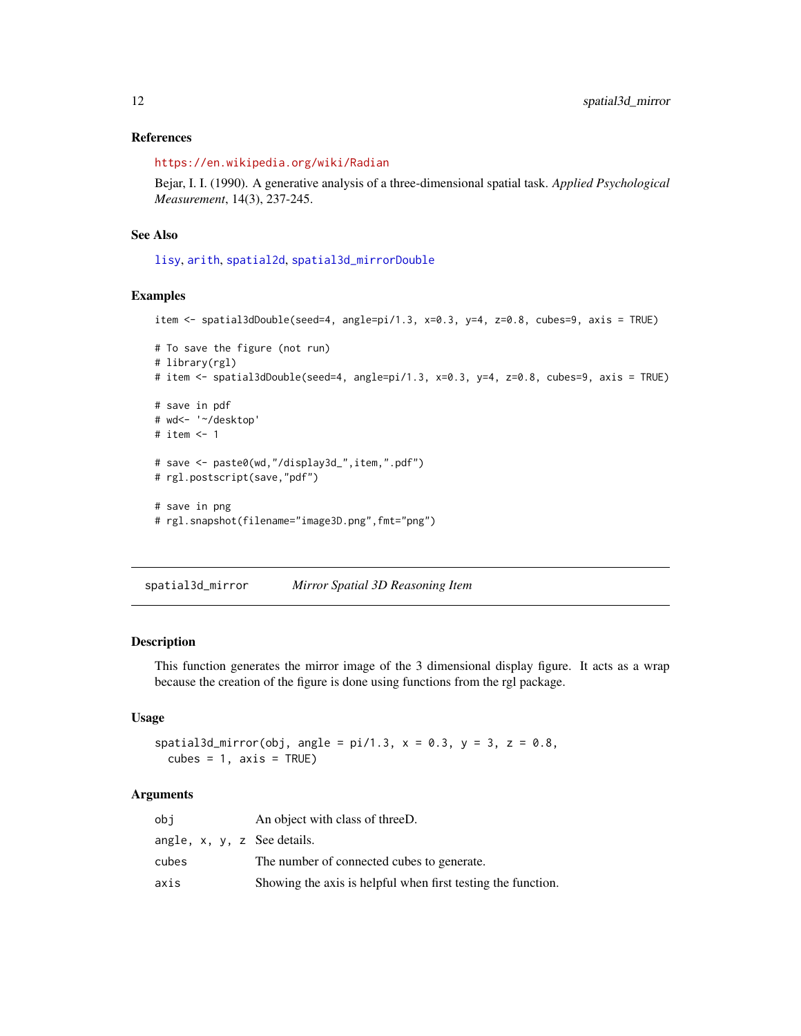### References

https://en.wikipedia.org/wiki/Radian

Bejar, I. I. (1990). A generative analysis of a three-dimensional spatial task. *Applied Psychological Measurement*, 14(3), 237-245.

### See Also

lisy, arith, spatial2d, spatial3d_mirrorDouble

### Examples

```
item <- spatial3dDouble(seed=4, angle=pi/1.3, x=0.3, y=4, z=0.8, cubes=9, axis = TRUE)

# To save the figure (not run)
# library(rgl)
# item <- spatial3dDouble(seed=4, angle=pi/1.3, x=0.3, y=4, z=0.8, cubes=9, axis = TRUE)

# save in pdf
# wd<- '~/desktop'
# item <- 1

# save <- paste0(wd,"/display3d_",item,".pdf")
# rgl.postscript(save,"pdf")

# save in png
# rgl.snapshot(filename="image3D.png",fmt="png")
```

---

## spatial3d_mirror *Mirror Spatial 3D Reasoning Item*

### Description

This function generates the mirror image of the 3 dimensional display figure. It acts as a wrap because the creation of the figure is done using functions from the rgl package.

### Usage

```
spatial3d_mirror(obj, angle = pi/1.3, x = 0.3, y = 3, z = 0.8,
  cubes = 1, axis = TRUE)
```

### Arguments

| | |
|---|---|
| obj | An object with class of threeD. |
| angle, x, y, z | See details. |
| cubes | The number of connected cubes to generate. |
| axis | Showing the axis is helpful when first testing the function. |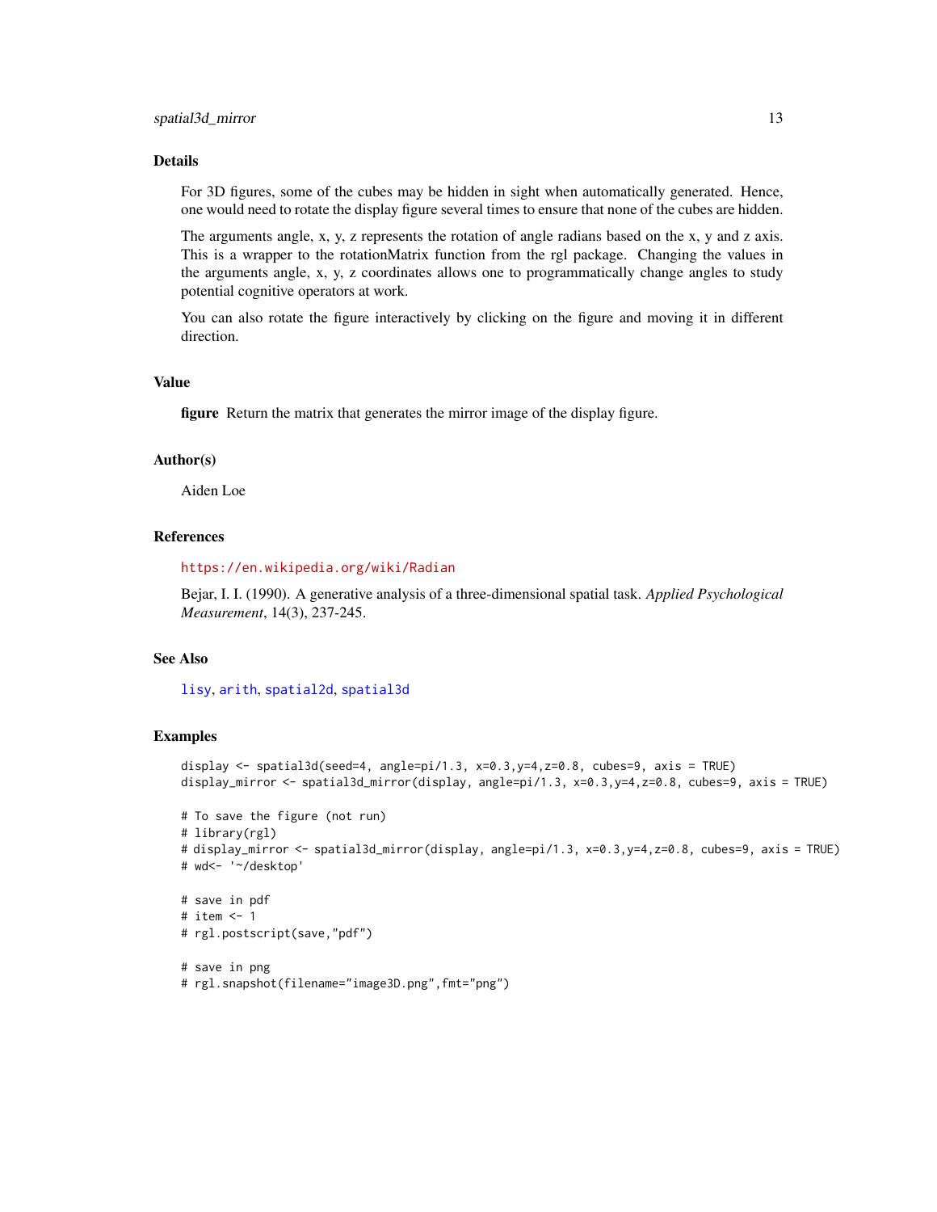## Details

For 3D figures, some of the cubes may be hidden in sight when automatically generated. Hence, one would need to rotate the display figure several times to ensure that none of the cubes are hidden.

The arguments angle, x, y, z represents the rotation of angle radians based on the x, y and z axis. This is a wrapper to the rotationMatrix function from the rgl package. Changing the values in the arguments angle, x, y, z coordinates allows one to programmatically change angles to study potential cognitive operators at work.

You can also rotate the figure interactively by clicking on the figure and moving it in different direction.

## Value

**figure** Return the matrix that generates the mirror image of the display figure.

## Author(s)

Aiden Loe

## References

https://en.wikipedia.org/wiki/Radian

Bejar, I. I. (1990). A generative analysis of a three-dimensional spatial task. *Applied Psychological Measurement*, 14(3), 237-245.

## See Also

lisy, arith, spatial2d, spatial3d

## Examples

```
display <- spatial3d(seed=4, angle=pi/1.3, x=0.3,y=4,z=0.8, cubes=9, axis = TRUE)
display_mirror <- spatial3d_mirror(display, angle=pi/1.3, x=0.3,y=4,z=0.8, cubes=9, axis = TRUE)

# To save the figure (not run)
# library(rgl)
# display_mirror <- spatial3d_mirror(display, angle=pi/1.3, x=0.3,y=4,z=0.8, cubes=9, axis = TRUE)
# wd<- '~/desktop'

# save in pdf
# item <- 1
# rgl.postscript(save,"pdf")

# save in png
# rgl.snapshot(filename="image3D.png",fmt="png")
```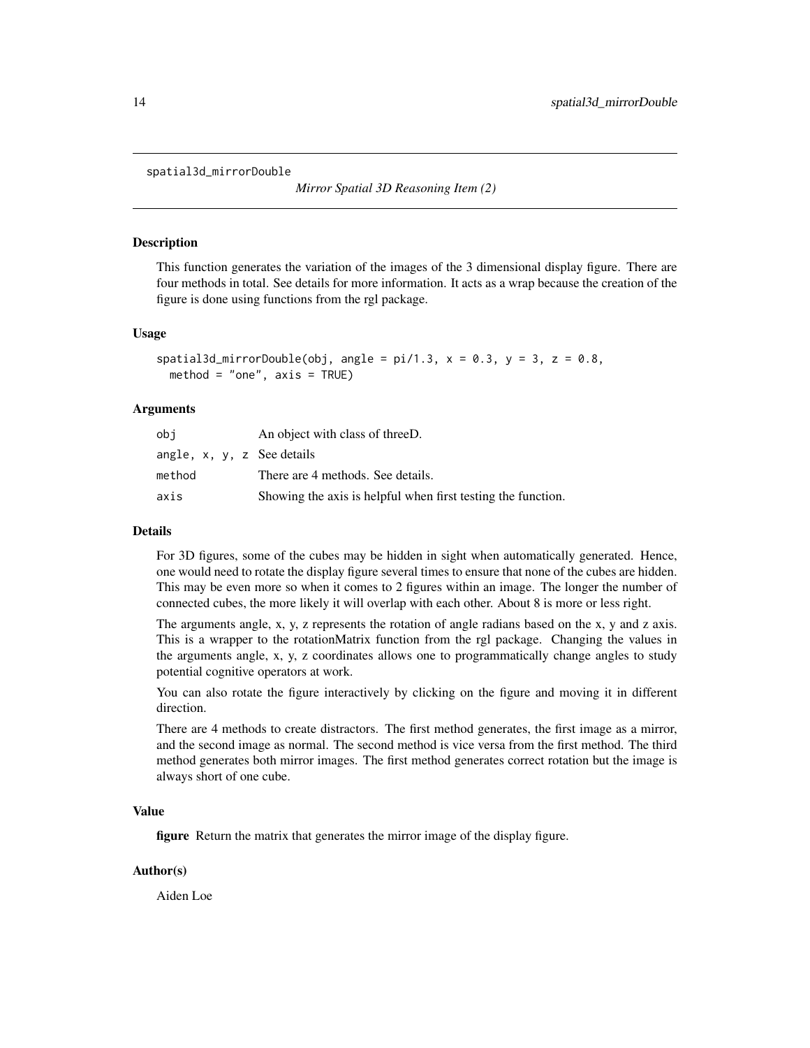`spatial3d_mirrorDouble` *Mirror Spatial 3D Reasoning Item (2)*

## Description

This function generates the variation of the images of the 3 dimensional display figure. There are four methods in total. See details for more information. It acts as a wrap because the creation of the figure is done using functions from the rgl package.

## Usage

```
spatial3d_mirrorDouble(obj, angle = pi/1.3, x = 0.3, y = 3, z = 0.8,
  method = "one", axis = TRUE)
```

## Arguments

| | |
|---|---|
| `obj` | An object with class of threeD. |
| `angle, x, y, z` | See details |
| `method` | There are 4 methods. See details. |
| `axis` | Showing the axis is helpful when first testing the function. |

## Details

For 3D figures, some of the cubes may be hidden in sight when automatically generated. Hence, one would need to rotate the display figure several times to ensure that none of the cubes are hidden. This may be even more so when it comes to 2 figures within an image. The longer the number of connected cubes, the more likely it will overlap with each other. About 8 is more or less right.

The arguments angle, x, y, z represents the rotation of angle radians based on the x, y and z axis. This is a wrapper to the rotationMatrix function from the rgl package. Changing the values in the arguments angle, x, y, z coordinates allows one to programmatically change angles to study potential cognitive operators at work.

You can also rotate the figure interactively by clicking on the figure and moving it in different direction.

There are 4 methods to create distractors. The first method generates, the first image as a mirror, and the second image as normal. The second method is vice versa from the first method. The third method generates both mirror images. The first method generates correct rotation but the image is always short of one cube.

## Value

**figure** Return the matrix that generates the mirror image of the display figure.

## Author(s)

Aiden Loe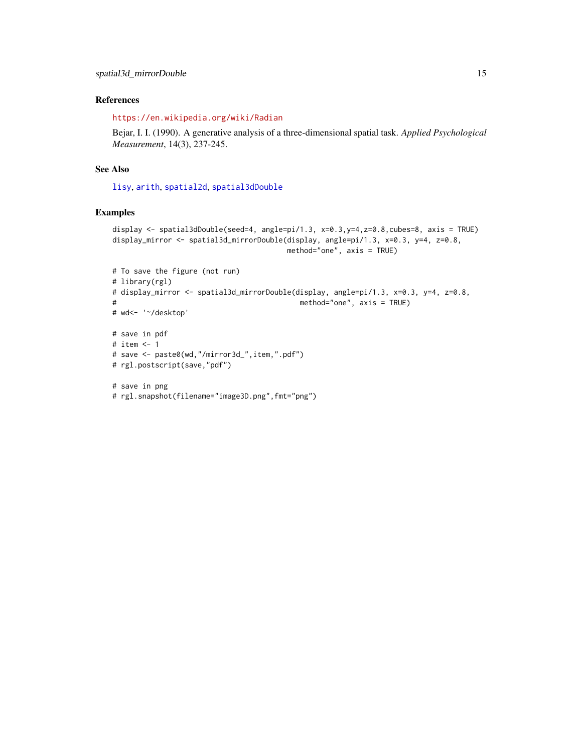## References

https://en.wikipedia.org/wiki/Radian

Bejar, I. I. (1990). A generative analysis of a three-dimensional spatial task. *Applied Psychological Measurement*, 14(3), 237-245.

## See Also

lisy, arith, spatial2d, spatial3dDouble

## Examples

```
display <- spatial3dDouble(seed=4, angle=pi/1.3, x=0.3,y=4,z=0.8,cubes=8, axis = TRUE)
display_mirror <- spatial3d_mirrorDouble(display, angle=pi/1.3, x=0.3, y=4, z=0.8,
                                          method="one", axis = TRUE)

# To save the figure (not run)
# library(rgl)
# display_mirror <- spatial3d_mirrorDouble(display, angle=pi/1.3, x=0.3, y=4, z=0.8,
#                                           method="one", axis = TRUE)
# wd<- '~/desktop'

# save in pdf
# item <- 1
# save <- paste0(wd,"/mirror3d_",item,".pdf")
# rgl.postscript(save,"pdf")

# save in png
# rgl.snapshot(filename="image3D.png",fmt="png")
```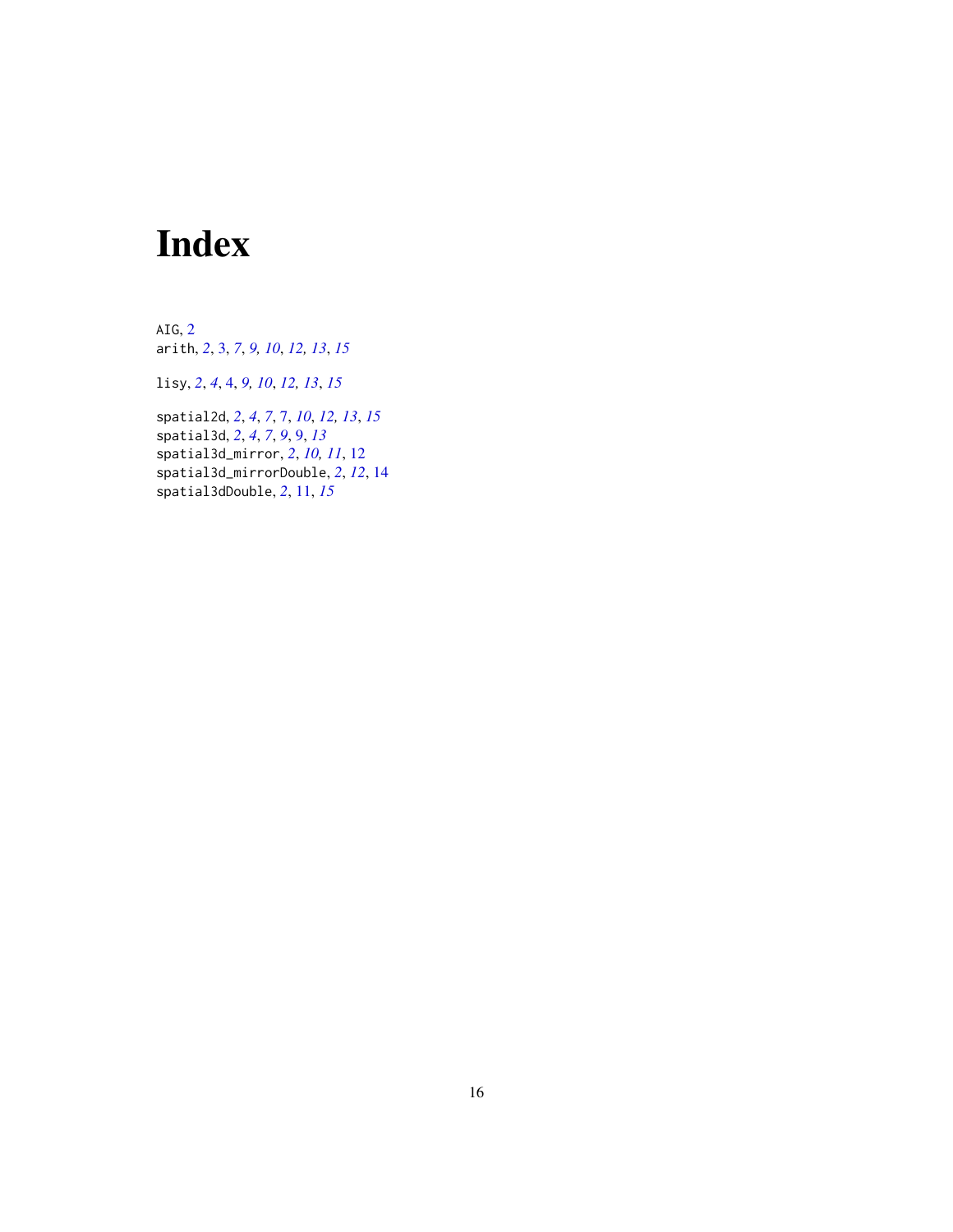# Index

AIG, 2
arith, *2*, 3, *7*, *9, 10*, *12, 13*, *15*

lisy, *2*, *4*, 4, *9, 10*, *12, 13*, *15*

spatial2d, *2*, *4*, *7*, 7, *10*, *12, 13*, *15*
spatial3d, *2*, *4*, *7*, *9*, 9, *13*
spatial3d_mirror, *2*, *10, 11*, 12
spatial3d_mirrorDouble, *2*, *12*, 14
spatial3dDouble, *2*, 11, *15*